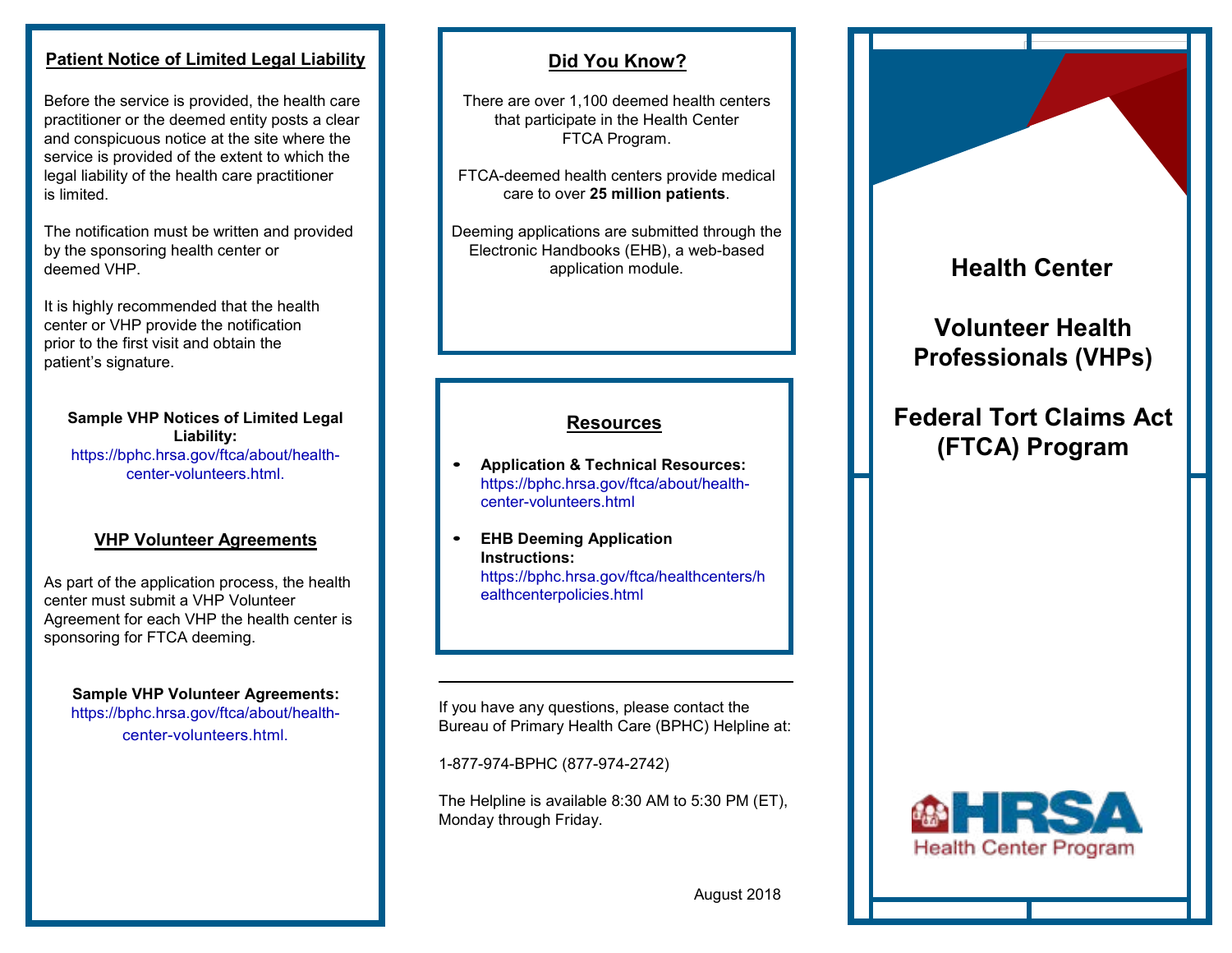## Patient Notice of Limited Legal Liability

Before the service is provided, the health care practitioner or the deemed entity posts a clear and conspicuous notice at the site where the service is provided of the extent to which the legal liability of the health care practitioner is limited.

The notification must be written and provided by the sponsoring health center or deemed VHP.

It is highly recommended that the health center or VHP provide the notification prior to the first visit and obtain the patient's signature.

**Sample VHP Notices of Limited Legal Liability:**
https://bphc.hrsa.gov/ftca/about/health-center-volunteers.html.

## VHP Volunteer Agreements

As part of the application process, the health center must submit a VHP Volunteer Agreement for each VHP the health center is sponsoring for FTCA deeming.

**Sample VHP Volunteer Agreements:**
https://bphc.hrsa.gov/ftca/about/health-center-volunteers.html.

## Did You Know?

There are over 1,100 deemed health centers that participate in the Health Center FTCA Program.

FTCA-deemed health centers provide medical care to over **25 million patients**.

Deeming applications are submitted through the Electronic Handbooks (EHB), a web-based application module.

## Resources

- **Application & Technical Resources:** https://bphc.hrsa.gov/ftca/about/health-center-volunteers.html
- **EHB Deeming Application Instructions:** https://bphc.hrsa.gov/ftca/healthcenters/healthcenterpolicies.html

---

If you have any questions, please contact the Bureau of Primary Health Care (BPHC) Helpline at:

1-877-974-BPHC (877-974-2742)

The Helpline is available 8:30 AM to 5:30 PM (ET), Monday through Friday.

August 2018

# Health Center

# Volunteer Health Professionals (VHPs)

# Federal Tort Claims Act (FTCA) Program

HRSA Health Center Program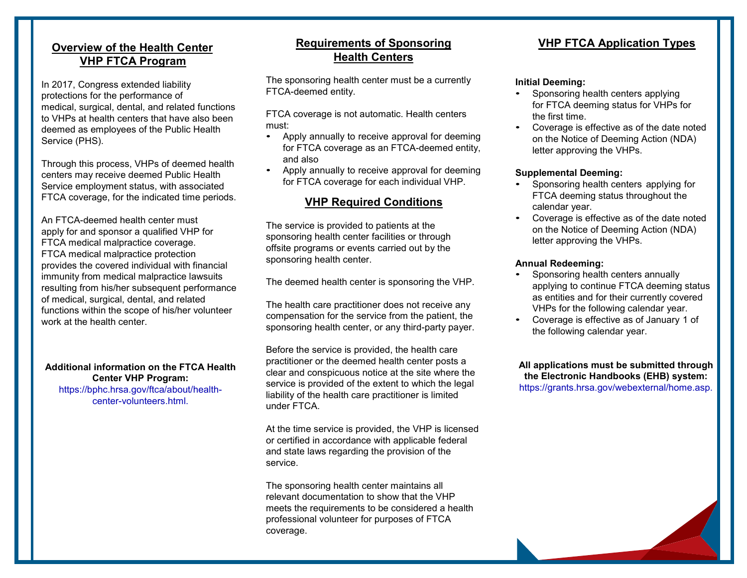## Overview of the Health Center VHP FTCA Program

In 2017, Congress extended liability protections for the performance of medical, surgical, dental, and related functions to VHPs at health centers that have also been deemed as employees of the Public Health Service (PHS).

Through this process, VHPs of deemed health centers may receive deemed Public Health Service employment status, with associated FTCA coverage, for the indicated time periods.

An FTCA-deemed health center must apply for and sponsor a qualified VHP for FTCA medical malpractice coverage. FTCA medical malpractice protection provides the covered individual with financial immunity from medical malpractice lawsuits resulting from his/her subsequent performance of medical, surgical, dental, and related functions within the scope of his/her volunteer work at the health center.

**Additional information on the FTCA Health Center VHP Program:**
https://bphc.hrsa.gov/ftca/about/health-center-volunteers.html.

## Requirements of Sponsoring Health Centers

The sponsoring health center must be a currently FTCA-deemed entity.

FTCA coverage is not automatic. Health centers must:

- Apply annually to receive approval for deeming for FTCA coverage as an FTCA-deemed entity, and also
- Apply annually to receive approval for deeming for FTCA coverage for each individual VHP.

## VHP Required Conditions

The service is provided to patients at the sponsoring health center facilities or through offsite programs or events carried out by the sponsoring health center.

The deemed health center is sponsoring the VHP.

The health care practitioner does not receive any compensation for the service from the patient, the sponsoring health center, or any third-party payer.

Before the service is provided, the health care practitioner or the deemed health center posts a clear and conspicuous notice at the site where the service is provided of the extent to which the legal liability of the health care practitioner is limited under FTCA.

At the time service is provided, the VHP is licensed or certified in accordance with applicable federal and state laws regarding the provision of the service.

The sponsoring health center maintains all relevant documentation to show that the VHP meets the requirements to be considered a health professional volunteer for purposes of FTCA coverage.

## VHP FTCA Application Types

**Initial Deeming:**

- Sponsoring health centers applying for FTCA deeming status for VHPs for the first time.
- Coverage is effective as of the date noted on the Notice of Deeming Action (NDA) letter approving the VHPs.

**Supplemental Deeming:**

- Sponsoring health centers applying for FTCA deeming status throughout the calendar year.
- Coverage is effective as of the date noted on the Notice of Deeming Action (NDA) letter approving the VHPs.

**Annual Redeeming:**

- Sponsoring health centers annually applying to continue FTCA deeming status as entities and for their currently covered VHPs for the following calendar year.
- Coverage is effective as of January 1 of the following calendar year.

**All applications must be submitted through the Electronic Handbooks (EHB) system:**
https://grants.hrsa.gov/webexternal/home.asp.